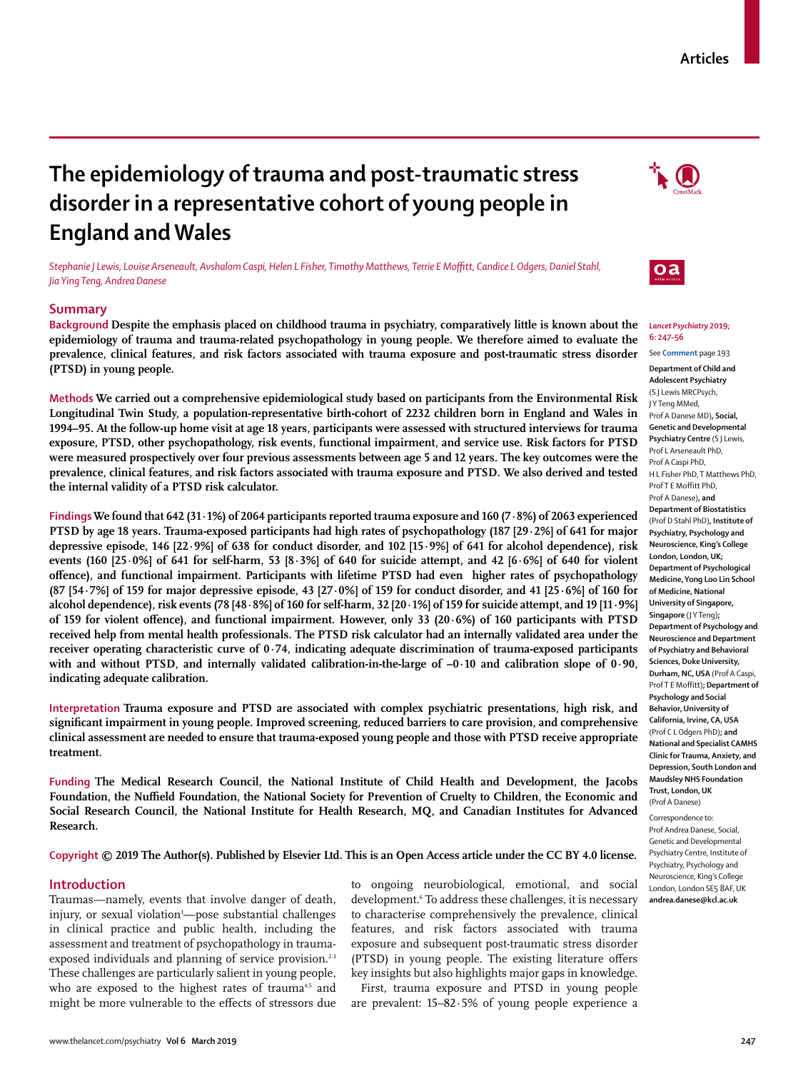Articles

# The epidemiology of trauma and post-traumatic stress disorder in a representative cohort of young people in England and Wales

*Stephanie J Lewis, Louise Arseneault, Avshalom Caspi, Helen L Fisher, Timothy Matthews, Terrie E Moffitt, Candice L Odgers, Daniel Stahl, Jia Ying Teng, Andrea Danese*

## Summary

**Background** Despite the emphasis placed on childhood trauma in psychiatry, comparatively little is known about the epidemiology of trauma and trauma-related psychopathology in young people. We therefore aimed to evaluate the prevalence, clinical features, and risk factors associated with trauma exposure and post-traumatic stress disorder (PTSD) in young people.

**Methods** We carried out a comprehensive epidemiological study based on participants from the Environmental Risk Longitudinal Twin Study, a population-representative birth-cohort of 2232 children born in England and Wales in 1994–95. At the follow-up home visit at age 18 years, participants were assessed with structured interviews for trauma exposure, PTSD, other psychopathology, risk events, functional impairment, and service use. Risk factors for PTSD were measured prospectively over four previous assessments between age 5 and 12 years. The key outcomes were the prevalence, clinical features, and risk factors associated with trauma exposure and PTSD. We also derived and tested the internal validity of a PTSD risk calculator.

**Findings** We found that 642 (31·1%) of 2064 participants reported trauma exposure and 160 (7·8%) of 2063 experienced PTSD by age 18 years. Trauma-exposed participants had high rates of psychopathology (187 [29·2%] of 641 for major depressive episode, 146 [22·9%] of 638 for conduct disorder, and 102 [15·9%] of 641 for alcohol dependence), risk events (160 [25·0%] of 641 for self-harm, 53 [8·3%] of 640 for suicide attempt, and 42 [6·6%] of 640 for violent offence), and functional impairment. Participants with lifetime PTSD had even higher rates of psychopathology (87 [54·7%] of 159 for major depressive episode, 43 [27·0%] of 159 for conduct disorder, and 41 [25·6%] of 160 for alcohol dependence), risk events (78 [48·8%] of 160 for self-harm, 32 [20·1%] of 159 for suicide attempt, and 19 [11·9%] of 159 for violent offence), and functional impairment. However, only 33 (20·6%) of 160 participants with PTSD received help from mental health professionals. The PTSD risk calculator had an internally validated area under the receiver operating characteristic curve of 0·74, indicating adequate discrimination of trauma-exposed participants with and without PTSD, and internally validated calibration-in-the-large of –0·10 and calibration slope of 0·90, indicating adequate calibration.

**Interpretation** Trauma exposure and PTSD are associated with complex psychiatric presentations, high risk, and significant impairment in young people. Improved screening, reduced barriers to care provision, and comprehensive clinical assessment are needed to ensure that trauma-exposed young people and those with PTSD receive appropriate treatment.

**Funding** The Medical Research Council, the National Institute of Child Health and Development, the Jacobs Foundation, the Nuffield Foundation, the National Society for Prevention of Cruelty to Children, the Economic and Social Research Council, the National Institute for Health Research, MQ, and Canadian Institutes for Advanced Research.

**Copyright** © 2019 The Author(s). Published by Elsevier Ltd. This is an Open Access article under the CC BY 4.0 license.

*Lancet Psychiatry* 2019; 6: 247–56

See **Comment** page 193

**Department of Child and Adolescent Psychiatry** (S J Lewis MRCPsych, J Y Teng MMed, Prof A Danese MD)**, Social, Genetic and Developmental Psychiatry Centre** (S J Lewis, Prof L Arseneault PhD, Prof A Caspi PhD, H L Fisher PhD, T Matthews PhD, Prof T E Moffitt PhD, Prof A Danese)**, and Department of Biostatistics** (Prof D Stahl PhD)**, Institute of Psychiatry, Psychology and Neuroscience, King's College London, London, UK; Department of Psychological Medicine, Yong Loo Lin School of Medicine, National University of Singapore, Singapore** (J Y Teng)**; Department of Psychology and Neuroscience and Department of Psychiatry and Behavioral Sciences, Duke University, Durham, NC, USA** (Prof A Caspi, Prof T E Moffitt)**; Department of Psychology and Social Behavior, University of California, Irvine, CA, USA** (Prof C L Odgers PhD)**; and National and Specialist CAMHS Clinic for Trauma, Anxiety, and Depression, South London and Maudsley NHS Foundation Trust, London, UK** (Prof A Danese)

Correspondence to: Prof Andrea Danese, Social, Genetic and Developmental Psychiatry Centre, Institute of Psychiatry, Psychology and Neuroscience, King's College London, London SE5 8AF, UK **andrea.danese@kcl.ac.uk**

## Introduction

Traumas—namely, events that involve danger of death, injury, or sexual violation[1]—pose substantial challenges in clinical practice and public health, including the assessment and treatment of psychopathology in trauma-exposed individuals and planning of service provision.[2,3] These challenges are particularly salient in young people, who are exposed to the highest rates of trauma[4,5] and might be more vulnerable to the effects of stressors due to ongoing neurobiological, emotional, and social development.[6] To address these challenges, it is necessary to characterise comprehensively the prevalence, clinical features, and risk factors associated with trauma exposure and subsequent post-traumatic stress disorder (PTSD) in young people. The existing literature offers key insights but also highlights major gaps in knowledge.

First, trauma exposure and PTSD in young people are prevalent: 15–82·5% of young people experience a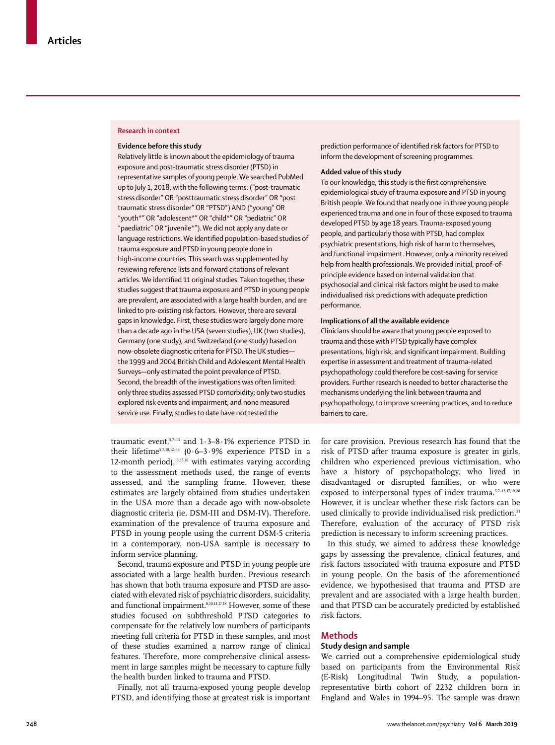### Research in context

**Evidence before this study**

Relatively little is known about the epidemiology of trauma exposure and post-traumatic stress disorder (PTSD) in representative samples of young people. We searched PubMed up to July 1, 2018, with the following terms: ("post-traumatic stress disorder" OR "posttraumatic stress disorder" OR "post traumatic stress disorder" OR "PTSD") AND ("young" OR "youth*" OR "adolescent*" OR "child*" OR "pediatric" OR "paediatric" OR "juvenile*"). We did not apply any date or language restrictions. We identified population-based studies of trauma exposure and PTSD in young people done in high-income countries. This search was supplemented by reviewing reference lists and forward citations of relevant articles. We identified 11 original studies. Taken together, these studies suggest that trauma exposure and PTSD in young people are prevalent, are associated with a large health burden, and are linked to pre-existing risk factors. However, there are several gaps in knowledge. First, these studies were largely done more than a decade ago in the USA (seven studies), UK (two studies), Germany (one study), and Switzerland (one study) based on now-obsolete diagnostic criteria for PTSD. The UK studies—the 1999 and 2004 British Child and Adolescent Mental Health Surveys—only estimated the point prevalence of PTSD. Second, the breadth of the investigations was often limited: only three studies assessed PTSD comorbidity; only two studies explored risk events and impairment; and none measured service use. Finally, studies to date have not tested the prediction performance of identified risk factors for PTSD to inform the development of screening programmes.

**Added value of this study**

To our knowledge, this study is the first comprehensive epidemiological study of trauma exposure and PTSD in young British people. We found that nearly one in three young people experienced trauma and one in four of those exposed to trauma developed PTSD by age 18 years. Trauma-exposed young people, and particularly those with PTSD, had complex psychiatric presentations, high risk of harm to themselves, and functional impairment. However, only a minority received help from health professionals. We provided initial, proof-of-principle evidence based on internal validation that psychosocial and clinical risk factors might be used to make individualised risk predictions with adequate prediction performance.

**Implications of all the available evidence**

Clinicians should be aware that young people exposed to trauma and those with PTSD typically have complex presentations, high risk, and significant impairment. Building expertise in assessment and treatment of trauma-related psychopathology could therefore be cost-saving for service providers. Further research is needed to better characterise the mechanisms underlying the link between trauma and psychopathology, to improve screening practices, and to reduce barriers to care.

traumatic event,[5,7–13] and 1·3–8·1% experience PTSD in their lifetime[5,7,10,12–14] (0·6–3·9% experience PTSD in a 12-month period),[13,15,16] with estimates varying according to the assessment methods used, the range of events assessed, and the sampling frame. However, these estimates are largely obtained from studies undertaken in the USA more than a decade ago with now-obsolete diagnostic criteria (ie, DSM-III and DSM-IV). Therefore, examination of the prevalence of trauma exposure and PTSD in young people using the current DSM-5 criteria in a contemporary, non-USA sample is necessary to inform service planning.

Second, trauma exposure and PTSD in young people are associated with a large health burden. Previous research has shown that both trauma exposure and PTSD are associated with elevated risk of psychiatric disorders, suicidality, and functional impairment.[8,10,13,17,18] However, some of these studies focused on subthreshold PTSD categories to compensate for the relatively low numbers of participants meeting full criteria for PTSD in these samples, and most of these studies examined a narrow range of clinical features. Therefore, more comprehensive clinical assessment in large samples might be necessary to capture fully the health burden linked to trauma and PTSD.

Finally, not all trauma-exposed young people develop PTSD, and identifying those at greatest risk is important for care provision. Previous research has found that the risk of PTSD after trauma exposure is greater in girls, children who experienced previous victimisation, who have a history of psychopathology, who lived in disadvantaged or disrupted families, or who were exposed to interpersonal types of index trauma.[5,7–13,17,19,20] However, it is unclear whether these risk factors can be used clinically to provide individualised risk prediction.[21] Therefore, evaluation of the accuracy of PTSD risk prediction is necessary to inform screening practices.

In this study, we aimed to address these knowledge gaps by assessing the prevalence, clinical features, and risk factors associated with trauma exposure and PTSD in young people. On the basis of the aforementioned evidence, we hypothesised that trauma and PTSD are prevalent and are associated with a large health burden, and that PTSD can be accurately predicted by established risk factors.

## Methods

### Study design and sample

We carried out a comprehensive epidemiological study based on participants from the Environmental Risk (E-Risk) Longitudinal Twin Study, a population-representative birth cohort of 2232 children born in England and Wales in 1994–95. The sample was drawn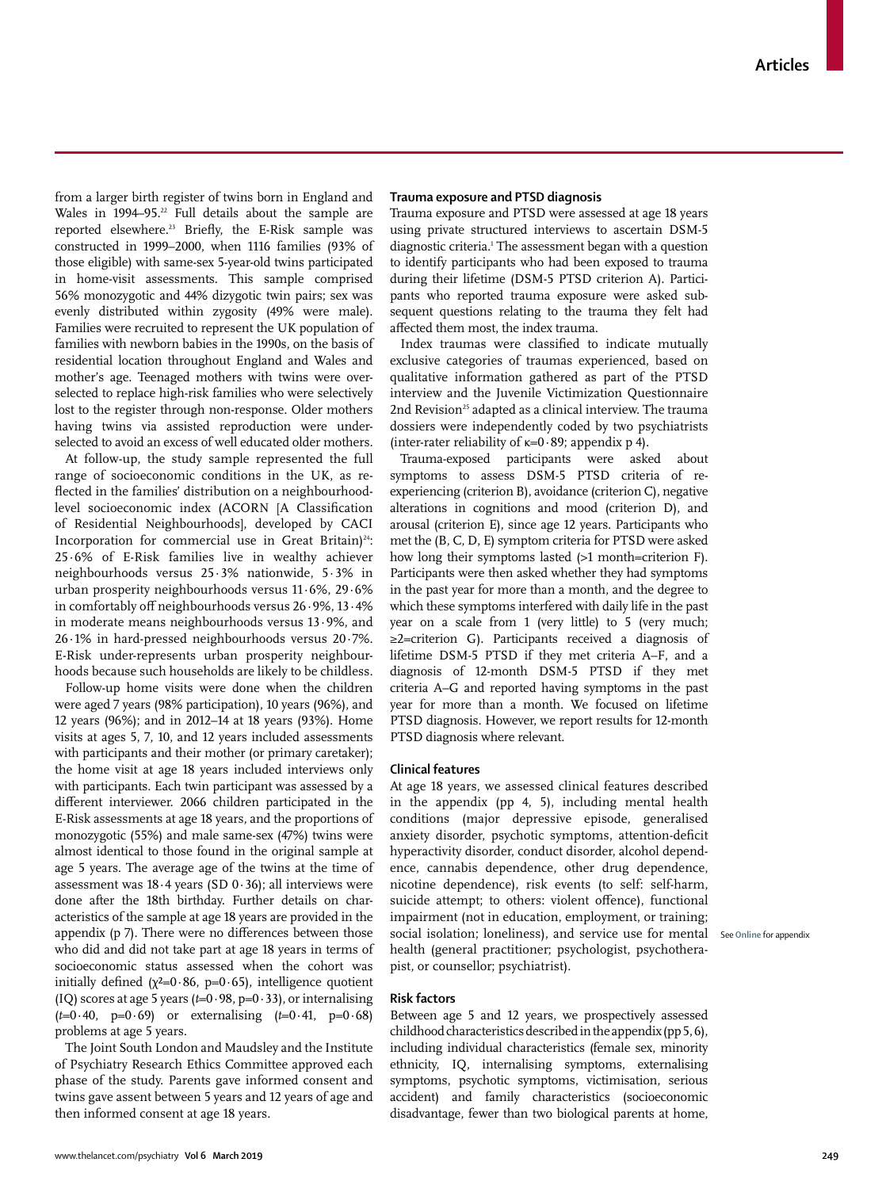from a larger birth register of twins born in England and Wales in 1994–95.[22] Full details about the sample are reported elsewhere.[23] Briefly, the E-Risk sample was constructed in 1999–2000, when 1116 families (93% of those eligible) with same-sex 5-year-old twins participated in home-visit assessments. This sample comprised 56% monozygotic and 44% dizygotic twin pairs; sex was evenly distributed within zygosity (49% were male). Families were recruited to represent the UK population of families with newborn babies in the 1990s, on the basis of residential location throughout England and Wales and mother's age. Teenaged mothers with twins were over-selected to replace high-risk families who were selectively lost to the register through non-response. Older mothers having twins via assisted reproduction were under-selected to avoid an excess of well educated older mothers.

At follow-up, the study sample represented the full range of socioeconomic conditions in the UK, as reflected in the families' distribution on a neighbourhood-level socioeconomic index (ACORN [A Classification of Residential Neighbourhoods], developed by CACI Incorporation for commercial use in Great Britain)[24]: 25·6% of E-Risk families live in wealthy achiever neighbourhoods versus 25·3% nationwide, 5·3% in urban prosperity neighbourhoods versus 11·6%, 29·6% in comfortably off neighbourhoods versus 26·9%, 13·4% in moderate means neighbourhoods versus 13·9%, and 26·1% in hard-pressed neighbourhoods versus 20·7%. E-Risk under-represents urban prosperity neighbourhoods because such households are likely to be childless.

Follow-up home visits were done when the children were aged 7 years (98% participation), 10 years (96%), and 12 years (96%); and in 2012–14 at 18 years (93%). Home visits at ages 5, 7, 10, and 12 years included assessments with participants and their mother (or primary caretaker); the home visit at age 18 years included interviews only with participants. Each twin participant was assessed by a different interviewer. 2066 children participated in the E-Risk assessments at age 18 years, and the proportions of monozygotic (55%) and male same-sex (47%) twins were almost identical to those found in the original sample at age 5 years. The average age of the twins at the time of assessment was 18·4 years (SD 0·36); all interviews were done after the 18th birthday. Further details on characteristics of the sample at age 18 years are provided in the appendix (p 7). There were no differences between those who did and did not take part at age 18 years in terms of socioeconomic status assessed when the cohort was initially defined ($\chi^2$=0·86, p=0·65), intelligence quotient (IQ) scores at age 5 years ($t$=0·98, p=0·33), or internalising ($t$=0·40, p=0·69) or externalising ($t$=0·41, p=0·68) problems at age 5 years.

The Joint South London and Maudsley and the Institute of Psychiatry Research Ethics Committee approved each phase of the study. Parents gave informed consent and twins gave assent between 5 years and 12 years of age and then informed consent at age 18 years.

## Trauma exposure and PTSD diagnosis

Trauma exposure and PTSD were assessed at age 18 years using private structured interviews to ascertain DSM-5 diagnostic criteria.[1] The assessment began with a question to identify participants who had been exposed to trauma during their lifetime (DSM-5 PTSD criterion A). Participants who reported trauma exposure were asked subsequent questions relating to the trauma they felt had affected them most, the index trauma.

Index traumas were classified to indicate mutually exclusive categories of traumas experienced, based on qualitative information gathered as part of the PTSD interview and the Juvenile Victimization Questionnaire 2nd Revision[25] adapted as a clinical interview. The trauma dossiers were independently coded by two psychiatrists (inter-rater reliability of κ=0·89; appendix p 4).

Trauma-exposed participants were asked about symptoms to assess DSM-5 PTSD criteria of re-experiencing (criterion B), avoidance (criterion C), negative alterations in cognitions and mood (criterion D), and arousal (criterion E), since age 12 years. Participants who met the (B, C, D, E) symptom criteria for PTSD were asked how long their symptoms lasted (>1 month=criterion F). Participants were then asked whether they had symptoms in the past year for more than a month, and the degree to which these symptoms interfered with daily life in the past year on a scale from 1 (very little) to 5 (very much; ≥2=criterion G). Participants received a diagnosis of lifetime DSM-5 PTSD if they met criteria A–F, and a diagnosis of 12-month DSM-5 PTSD if they met criteria A–G and reported having symptoms in the past year for more than a month. We focused on lifetime PTSD diagnosis. However, we report results for 12-month PTSD diagnosis where relevant.

## Clinical features

At age 18 years, we assessed clinical features described in the appendix (pp 4, 5), including mental health conditions (major depressive episode, generalised anxiety disorder, psychotic symptoms, attention-deficit hyperactivity disorder, conduct disorder, alcohol dependence, cannabis dependence, other drug dependence, nicotine dependence), risk events (to self: self-harm, suicide attempt; to others: violent offence), functional impairment (not in education, employment, or training; social isolation; loneliness), and service use for mental health (general practitioner; psychologist, psychotherapist, or counsellor; psychiatrist).

See **Online** for appendix

## Risk factors

Between age 5 and 12 years, we prospectively assessed childhood characteristics described in the appendix (pp 5, 6), including individual characteristics (female sex, minority ethnicity, IQ, internalising symptoms, externalising symptoms, psychotic symptoms, victimisation, serious accident) and family characteristics (socioeconomic disadvantage, fewer than two biological parents at home,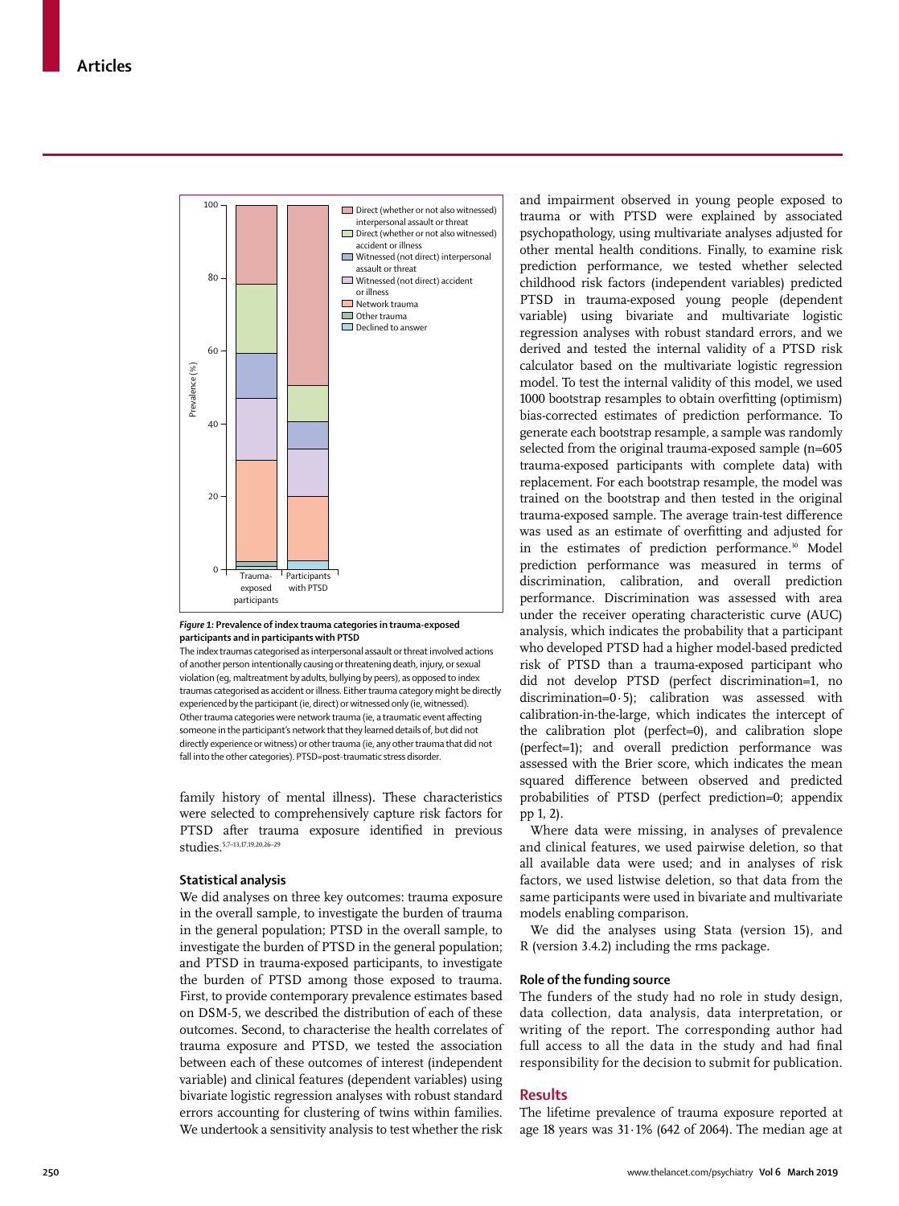*Figure 1:* **Prevalence of index trauma categories in trauma-exposed participants and in participants with PTSD**

The index traumas categorised as interpersonal assault or threat involved actions of another person intentionally causing or threatening death, injury, or sexual violation (eg, maltreatment by adults, bullying by peers), as opposed to index traumas categorised as accident or illness. Either trauma category might be directly experienced by the participant (ie, direct) or witnessed only (ie, witnessed). Other trauma categories were network trauma (ie, a traumatic event affecting someone in the participant's network that they learned details of, but did not directly experience or witness) or other trauma (ie, any other trauma that did not fall into the other categories). PTSD=post-traumatic stress disorder.

family history of mental illness). These characteristics were selected to comprehensively capture risk factors for PTSD after trauma exposure identified in previous studies.[5,7–13,17,19,20,26–29]

### Statistical analysis

We did analyses on three key outcomes: trauma exposure in the overall sample, to investigate the burden of trauma in the general population; PTSD in the overall sample, to investigate the burden of PTSD in the general population; and PTSD in trauma-exposed participants, to investigate the burden of PTSD among those exposed to trauma. First, to provide contemporary prevalence estimates based on DSM-5, we described the distribution of each of these outcomes. Second, to characterise the health correlates of trauma exposure and PTSD, we tested the association between each of these outcomes of interest (independent variable) and clinical features (dependent variables) using bivariate logistic regression analyses with robust standard errors accounting for clustering of twins within families. We undertook a sensitivity analysis to test whether the risk and impairment observed in young people exposed to trauma or with PTSD were explained by associated psychopathology, using multivariate analyses adjusted for other mental health conditions. Finally, to examine risk prediction performance, we tested whether selected childhood risk factors (independent variables) predicted PTSD in trauma-exposed young people (dependent variable) using bivariate and multivariate logistic regression analyses with robust standard errors, and we derived and tested the internal validity of a PTSD risk calculator based on the multivariate logistic regression model. To test the internal validity of this model, we used 1000 bootstrap resamples to obtain overfitting (optimism) bias-corrected estimates of prediction performance. To generate each bootstrap resample, a sample was randomly selected from the original trauma-exposed sample (n=605 trauma-exposed participants with complete data) with replacement. For each bootstrap resample, the model was trained on the bootstrap and then tested in the original trauma-exposed sample. The average train-test difference was used as an estimate of overfitting and adjusted for in the estimates of prediction performance.[30] Model prediction performance was measured in terms of discrimination, calibration, and overall prediction performance. Discrimination was assessed with area under the receiver operating characteristic curve (AUC) analysis, which indicates the probability that a participant who developed PTSD had a higher model-based predicted risk of PTSD than a trauma-exposed participant who did not develop PTSD (perfect discrimination=1, no discrimination=0·5); calibration was assessed with calibration-in-the-large, which indicates the intercept of the calibration plot (perfect=0), and calibration slope (perfect=1); and overall prediction performance was assessed with the Brier score, which indicates the mean squared difference between observed and predicted probabilities of PTSD (perfect prediction=0; appendix pp 1, 2).

Where data were missing, in analyses of prevalence and clinical features, we used pairwise deletion, so that all available data were used; and in analyses of risk factors, we used listwise deletion, so that data from the same participants were used in bivariate and multivariate models enabling comparison.

We did the analyses using Stata (version 15), and R (version 3.4.2) including the rms package.

### Role of the funding source

The funders of the study had no role in study design, data collection, data analysis, data interpretation, or writing of the report. The corresponding author had full access to all the data in the study and had final responsibility for the decision to submit for publication.

## Results

The lifetime prevalence of trauma exposure reported at age 18 years was 31·1% (642 of 2064). The median age at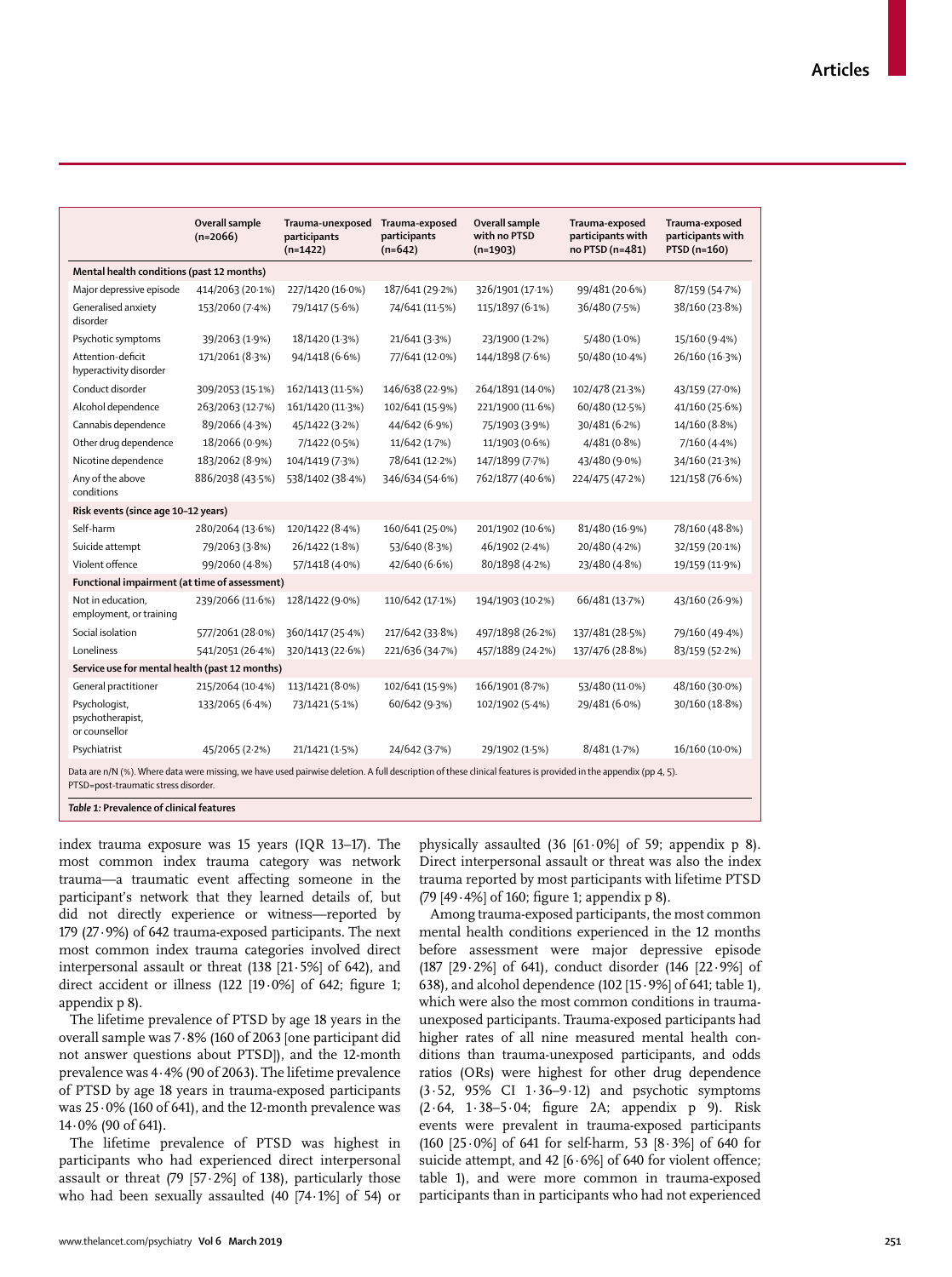| | Overall sample (n=2066) | Trauma-unexposed participants (n=1422) | Trauma-exposed participants (n=642) | Overall sample with no PTSD (n=1903) | Trauma-exposed participants with no PTSD (n=481) | Trauma-exposed participants with PTSD (n=160) |
|---|---|---|---|---|---|---|
| **Mental health conditions (past 12 months)** | | | | | | |
| Major depressive episode | 414/2063 (20·1%) | 227/1420 (16·0%) | 187/641 (29·2%) | 326/1901 (17·1%) | 99/481 (20·6%) | 87/159 (54·7%) |
| Generalised anxiety disorder | 153/2060 (7·4%) | 79/1417 (5·6%) | 74/641 (11·5%) | 115/1897 (6·1%) | 36/480 (7·5%) | 38/160 (23·8%) |
| Psychotic symptoms | 39/2063 (1·9%) | 18/1420 (1·3%) | 21/641 (3·3%) | 23/1900 (1·2%) | 5/480 (1·0%) | 15/160 (9·4%) |
| Attention-deficit hyperactivity disorder | 171/2061 (8·3%) | 94/1418 (6·6%) | 77/641 (12·0%) | 144/1898 (7·6%) | 50/480 (10·4%) | 26/160 (16·3%) |
| Conduct disorder | 309/2053 (15·1%) | 162/1413 (11·5%) | 146/638 (22·9%) | 264/1891 (14·0%) | 102/478 (21·3%) | 43/159 (27·0%) |
| Alcohol dependence | 263/2063 (12·7%) | 161/1420 (11·3%) | 102/641 (15·9%) | 221/1900 (11·6%) | 60/480 (12·5%) | 41/160 (25·6%) |
| Cannabis dependence | 89/2066 (4·3%) | 45/1422 (3·2%) | 44/642 (6·9%) | 75/1903 (3·9%) | 30/481 (6·2%) | 14/160 (8·8%) |
| Other drug dependence | 18/2066 (0·9%) | 7/1422 (0·5%) | 11/642 (1·7%) | 11/1903 (0·6%) | 4/481 (0·8%) | 7/160 (4·4%) |
| Nicotine dependence | 183/2062 (8·9%) | 104/1419 (7·3%) | 78/641 (12·2%) | 147/1899 (7·7%) | 43/480 (9·0%) | 34/160 (21·3%) |
| Any of the above conditions | 886/2038 (43·5%) | 538/1402 (38·4%) | 346/634 (54·6%) | 762/1877 (40·6%) | 224/475 (47·2%) | 121/158 (76·6%) |
| **Risk events (since age 10–12 years)** | | | | | | |
| Self-harm | 280/2064 (13·6%) | 120/1422 (8·4%) | 160/641 (25·0%) | 201/1902 (10·6%) | 81/480 (16·9%) | 78/160 (48·8%) |
| Suicide attempt | 79/2063 (3·8%) | 26/1422 (1·8%) | 53/640 (8·3%) | 46/1902 (2·4%) | 20/480 (4·2%) | 32/159 (20·1%) |
| Violent offence | 99/2060 (4·8%) | 57/1418 (4·0%) | 42/640 (6·6%) | 80/1898 (4·2%) | 23/480 (4·8%) | 19/159 (11·9%) |
| **Functional impairment (at time of assessment)** | | | | | | |
| Not in education, employment, or training | 239/2066 (11·6%) | 128/1422 (9·0%) | 110/642 (17·1%) | 194/1903 (10·2%) | 66/481 (13·7%) | 43/160 (26·9%) |
| Social isolation | 577/2061 (28·0%) | 360/1417 (25·4%) | 217/642 (33·8%) | 497/1898 (26·2%) | 137/481 (28·5%) | 79/160 (49·4%) |
| Loneliness | 541/2051 (26·4%) | 320/1413 (22·6%) | 221/636 (34·7%) | 457/1889 (24·2%) | 137/476 (28·8%) | 83/159 (52·2%) |
| **Service use for mental health (past 12 months)** | | | | | | |
| General practitioner | 215/2064 (10·4%) | 113/1421 (8·0%) | 102/641 (15·9%) | 166/1901 (8·7%) | 53/480 (11·0%) | 48/160 (30·0%) |
| Psychologist, psychotherapist, or counsellor | 133/2065 (6·4%) | 73/1421 (5·1%) | 60/642 (9·3%) | 102/1902 (5·4%) | 29/481 (6·0%) | 30/160 (18·8%) |
| Psychiatrist | 45/2065 (2·2%) | 21/1421 (1·5%) | 24/642 (3·7%) | 29/1902 (1·5%) | 8/481 (1·7%) | 16/160 (10·0%) |

Data are n/N (%). Where data were missing, we have used pairwise deletion. A full description of these clinical features is provided in the appendix (pp 4, 5). PTSD=post-traumatic stress disorder.

*Table 1:* **Prevalence of clinical features**

index trauma exposure was 15 years (IQR 13–17). The most common index trauma category was network trauma—a traumatic event affecting someone in the participant's network that they learned details of, but did not directly experience or witness—reported by 179 (27·9%) of 642 trauma-exposed participants. The next most common index trauma categories involved direct interpersonal assault or threat (138 [21·5%] of 642), and direct accident or illness (122 [19·0%] of 642; figure 1; appendix p 8).

The lifetime prevalence of PTSD by age 18 years in the overall sample was 7·8% (160 of 2063 [one participant did not answer questions about PTSD]), and the 12-month prevalence was 4·4% (90 of 2063). The lifetime prevalence of PTSD by age 18 years in trauma-exposed participants was 25·0% (160 of 641), and the 12-month prevalence was 14·0% (90 of 641).

The lifetime prevalence of PTSD was highest in participants who had experienced direct interpersonal assault or threat (79 [57·2%] of 138), particularly those who had been sexually assaulted (40 [74·1%] of 54) or physically assaulted (36 [61·0%] of 59; appendix p 8). Direct interpersonal assault or threat was also the index trauma reported by most participants with lifetime PTSD (79 [49·4%] of 160; figure 1; appendix p 8).

Among trauma-exposed participants, the most common mental health conditions experienced in the 12 months before assessment were major depressive episode (187 [29·2%] of 641), conduct disorder (146 [22·9%] of 638), and alcohol dependence (102 [15·9%] of 641; table 1), which were also the most common conditions in trauma-unexposed participants. Trauma-exposed participants had higher rates of all nine measured mental health conditions than trauma-unexposed participants, and odds ratios (ORs) were highest for other drug dependence (3·52, 95% CI 1·36–9·12) and psychotic symptoms (2·64, 1·38–5·04; figure 2A; appendix p 9). Risk events were prevalent in trauma-exposed participants (160 [25·0%] of 641 for self-harm, 53 [8·3%] of 640 for suicide attempt, and 42 [6·6%] of 640 for violent offence; table 1), and were more common in trauma-exposed participants than in participants who had not experienced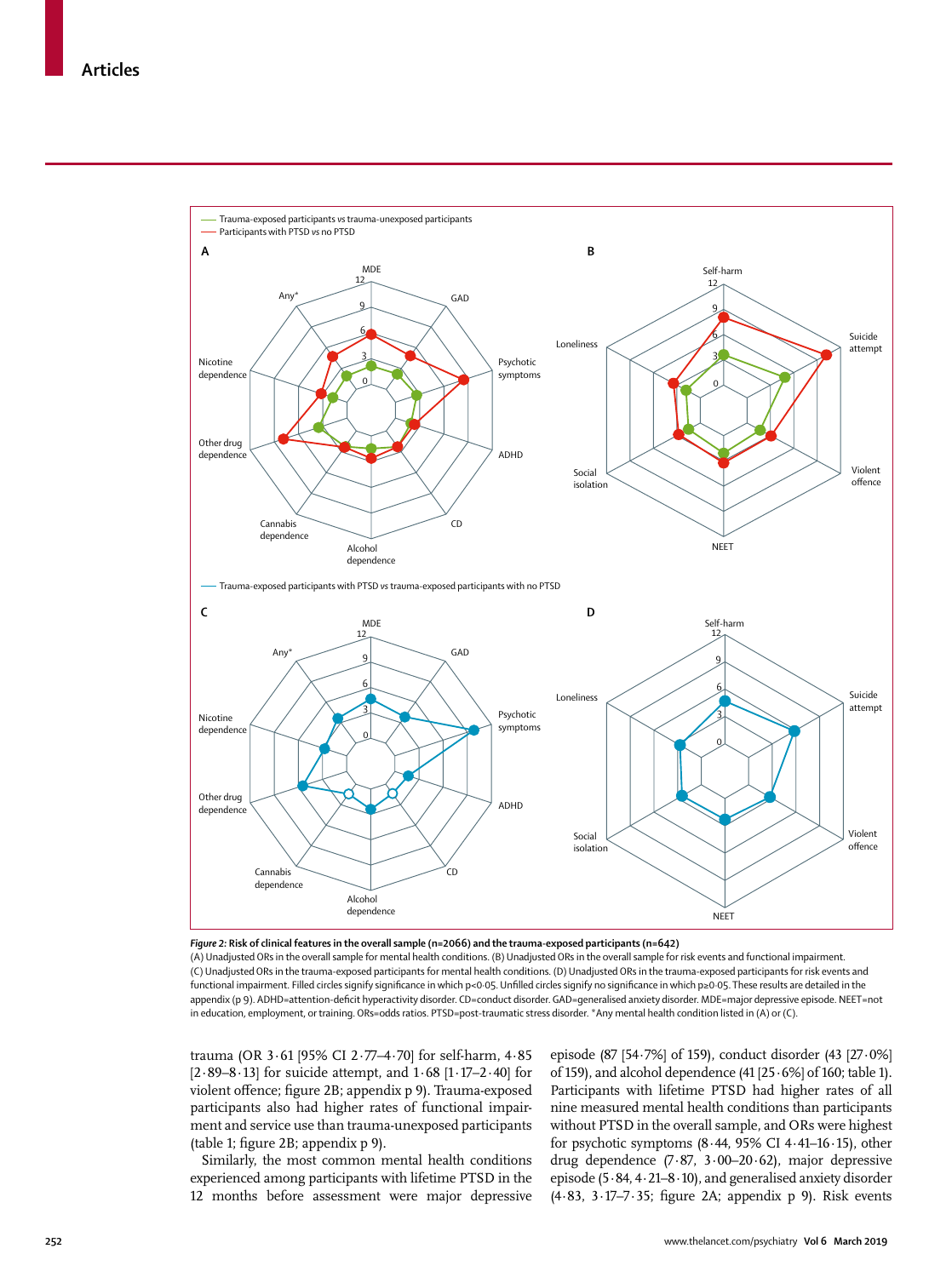**Figure 2: Risk of clinical features in the overall sample (n=2066) and the trauma-exposed participants (n=642)**

(A) Unadjusted ORs in the overall sample for mental health conditions. (B) Unadjusted ORs in the overall sample for risk events and functional impairment. (C) Unadjusted ORs in the trauma-exposed participants for mental health conditions. (D) Unadjusted ORs in the trauma-exposed participants for risk events and functional impairment. Filled circles signify significance in which p<0·05. Unfilled circles signify no significance in which p≥0·05. These results are detailed in the appendix (p 9). ADHD=attention-deficit hyperactivity disorder. CD=conduct disorder. GAD=generalised anxiety disorder. MDE=major depressive episode. NEET=not in education, employment, or training. ORs=odds ratios. PTSD=post-traumatic stress disorder. *Any mental health condition listed in (A) or (C).

trauma (OR 3·61 [95% CI 2·77–4·70] for self-harm, 4·85 [2·89–8·13] for suicide attempt, and 1·68 [1·17–2·40] for violent offence; figure 2B; appendix p 9). Trauma-exposed participants also had higher rates of functional impairment and service use than trauma-unexposed participants (table 1; figure 2B; appendix p 9).

Similarly, the most common mental health conditions experienced among participants with lifetime PTSD in the 12 months before assessment were major depressive episode (87 [54·7%] of 159), conduct disorder (43 [27·0%] of 159), and alcohol dependence (41 [25·6%] of 160; table 1). Participants with lifetime PTSD had higher rates of all nine measured mental health conditions than participants without PTSD in the overall sample, and ORs were highest for psychotic symptoms (8·44, 95% CI 4·41–16·15), other drug dependence (7·87, 3·00–20·62), major depressive episode (5·84, 4·21–8·10), and generalised anxiety disorder (4·83, 3·17–7·35; figure 2A; appendix p 9). Risk events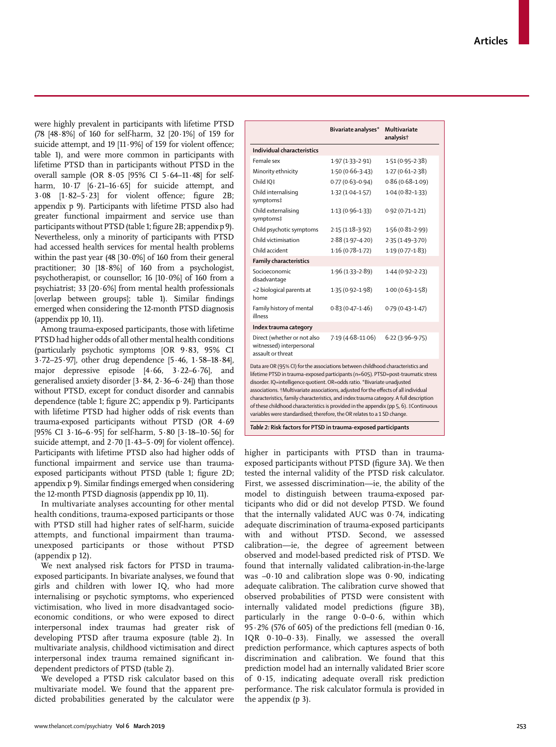were highly prevalent in participants with lifetime PTSD (78 [48·8%] of 160 for self-harm, 32 [20·1%] of 159 for suicide attempt, and 19 [11·9%] of 159 for violent offence; table 1), and were more common in participants with lifetime PTSD than in participants without PTSD in the overall sample (OR 8·05 [95% CI 5·64–11·48] for self-harm, 10·17 [6·21–16·65] for suicide attempt, and 3·08 [1·82–5·23] for violent offence; figure 2B; appendix p 9). Participants with lifetime PTSD also had greater functional impairment and service use than participants without PTSD (table 1; figure 2B; appendix p 9). Nevertheless, only a minority of participants with PTSD had accessed health services for mental health problems within the past year (48 [30·0%] of 160 from their general practitioner; 30 [18·8%] of 160 from a psychologist, psychotherapist, or counsellor; 16 [10·0%] of 160 from a psychiatrist; 33 [20·6%] from mental health professionals [overlap between groups]; table 1). Similar findings emerged when considering the 12-month PTSD diagnosis (appendix pp 10, 11).

Among trauma-exposed participants, those with lifetime PTSD had higher odds of all other mental health conditions (particularly psychotic symptoms [OR 9·83, 95% CI 3·72–25·97], other drug dependence [5·46, 1·58–18·84], major depressive episode [4·66, 3·22–6·76], and generalised anxiety disorder [3·84, 2·36–6·24]) than those without PTSD, except for conduct disorder and cannabis dependence (table 1; figure 2C; appendix p 9). Participants with lifetime PTSD had higher odds of risk events than trauma-exposed participants without PTSD (OR 4·69 [95% CI 3·16–6·95] for self-harm, 5·80 [3·18–10·56] for suicide attempt, and 2·70 [1·43–5·09] for violent offence). Participants with lifetime PTSD also had higher odds of functional impairment and service use than trauma-exposed participants without PTSD (table 1; figure 2D; appendix p 9). Similar findings emerged when considering the 12-month PTSD diagnosis (appendix pp 10, 11).

In multivariate analyses accounting for other mental health conditions, trauma-exposed participants or those with PTSD still had higher rates of self-harm, suicide attempts, and functional impairment than trauma-unexposed participants or those without PTSD (appendix p 12).

We next analysed risk factors for PTSD in trauma-exposed participants. In bivariate analyses, we found that girls and children with lower IQ, who had more internalising or psychotic symptoms, who experienced victimisation, who lived in more disadvantaged socio-economic conditions, or who were exposed to direct interpersonal index traumas had greater risk of developing PTSD after trauma exposure (table 2). In multivariate analysis, childhood victimisation and direct interpersonal index trauma remained significant independent predictors of PTSD (table 2).

We developed a PTSD risk calculator based on this multivariate model. We found that the apparent predicted probabilities generated by the calculator were higher in participants with PTSD than in trauma-exposed participants without PTSD (figure 3A). We then tested the internal validity of the PTSD risk calculator. First, we assessed discrimination—ie, the ability of the model to distinguish between trauma-exposed participants who did or did not develop PTSD. We found that the internally validated AUC was 0·74, indicating adequate discrimination of trauma-exposed participants with and without PTSD. Second, we assessed calibration—ie, the degree of agreement between observed and model-based predicted risk of PTSD. We found that internally validated calibration-in-the-large was –0·10 and calibration slope was 0·90, indicating adequate calibration. The calibration curve showed that observed probabilities of PTSD were consistent with internally validated model predictions (figure 3B), particularly in the range 0·0–0·6, within which 95·2% (576 of 605) of the predictions fell (median 0·16, IQR 0·10–0·33). Finally, we assessed the overall prediction performance, which captures aspects of both discrimination and calibration. We found that this prediction model had an internally validated Brier score of 0·15, indicating adequate overall risk prediction performance. The risk calculator formula is provided in the appendix (p 3).

| | Bivariate analyses* | Multivariate analysis† |
|---|---|---|
| **Individual characteristics** | | |
| Female sex | 1·97 (1·33–2·91) | 1·51 (0·95–2·38) |
| Minority ethnicity | 1·50 (0·66–3·43) | 1·27 (0·61–2·38) |
| Child IQ‡ | 0·77 (0·63–0·94) | 0·86 (0·68–1·09) |
| Child internalising symptoms‡ | 1·32 (1·04–1·57) | 1·04 (0·82–1·33) |
| Child externalising symptoms‡ | 1·13 (0·96–1·33) | 0·92 (0·71–1·21) |
| Child psychotic symptoms | 2·15 (1·18–3·92) | 1·56 (0·81–2·99) |
| Child victimisation | 2·88 (1·97–4·20) | 2·35 (1·49–3·70) |
| Child accident | 1·16 (0·78–1·72) | 1·19 (0·77–1·83) |
| **Family characteristics** | | |
| Socioeconomic disadvantage | 1·96 (1·33–2·89) | 1·44 (0·92–2·23) |
| <2 biological parents at home | 1·35 (0·92–1·98) | 1·00 (0·63–1·58) |
| Family history of mental illness | 0·83 (0·47–1·46) | 0·79 (0·43–1·47) |
| **Index trauma category** | | |
| Direct (whether or not also witnessed) interpersonal assault or threat | 7·19 (4·68–11·06) | 6·22 (3·96–9·75) |

Data are OR (95% CI) for the associations between childhood characteristics and lifetime PTSD in trauma-exposed participants (n=605). PTSD=post-traumatic stress disorder. IQ=intelligence quotient. OR=odds ratio. *Bivariate unadjusted associations. †Multivariate associations, adjusted for the effects of all individual characteristics, family characteristics, and index trauma category. A full description of these childhood characteristics is provided in the appendix (pp 5, 6). ‡Continuous variables were standardised; therefore, the OR relates to a 1 SD change.

*Table 2:* **Risk factors for PTSD in trauma-exposed participants**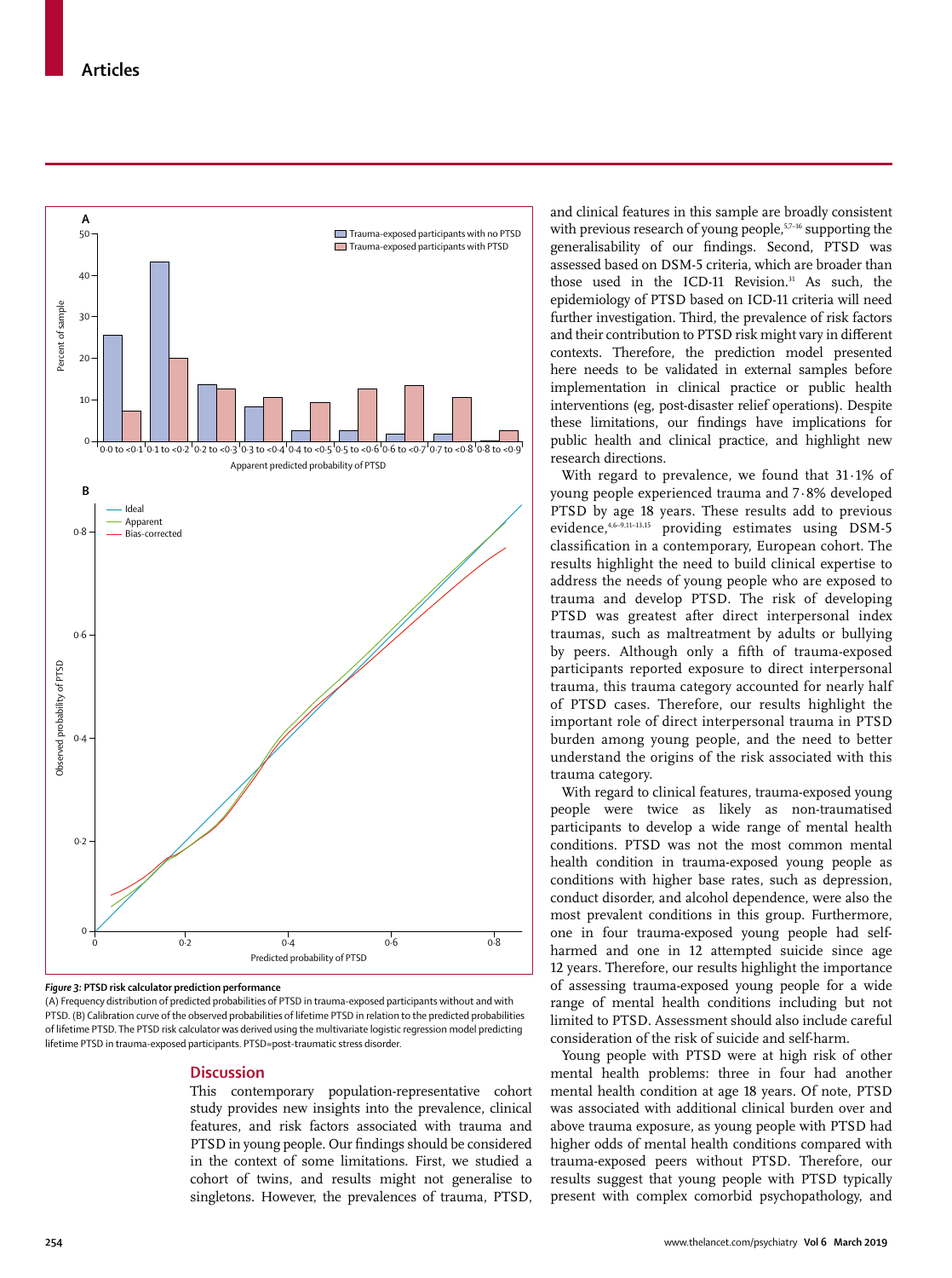Figure 3: PTSD risk calculator prediction performance

(A) Frequency distribution of predicted probabilities of PTSD in trauma-exposed participants without and with PTSD. (B) Calibration curve of the observed probabilities of lifetime PTSD in relation to the predicted probabilities of lifetime PTSD. The PTSD risk calculator was derived using the multivariate logistic regression model predicting lifetime PTSD in trauma-exposed participants. PTSD=post-traumatic stress disorder.

## Discussion

This contemporary population-representative cohort study provides new insights into the prevalence, clinical features, and risk factors associated with trauma and PTSD in young people. Our findings should be considered in the context of some limitations. First, we studied a cohort of twins, and results might not generalise to singletons. However, the prevalences of trauma, PTSD, and clinical features in this sample are broadly consistent with previous research of young people,[5,7–16] supporting the generalisability of our findings. Second, PTSD was assessed based on DSM-5 criteria, which are broader than those used in the ICD-11 Revision.[31] As such, the epidemiology of PTSD based on ICD-11 criteria will need further investigation. Third, the prevalence of risk factors and their contribution to PTSD risk might vary in different contexts. Therefore, the prediction model presented here needs to be validated in external samples before implementation in clinical practice or public health interventions (eg, post-disaster relief operations). Despite these limitations, our findings have implications for public health and clinical practice, and highlight new research directions.

With regard to prevalence, we found that 31·1% of young people experienced trauma and 7·8% developed PTSD by age 18 years. These results add to previous evidence,[4,6–9,11–13,15] providing estimates using DSM-5 classification in a contemporary, European cohort. The results highlight the need to build clinical expertise to address the needs of young people who are exposed to trauma and develop PTSD. The risk of developing PTSD was greatest after direct interpersonal index traumas, such as maltreatment by adults or bullying by peers. Although only a fifth of trauma-exposed participants reported exposure to direct interpersonal trauma, this trauma category accounted for nearly half of PTSD cases. Therefore, our results highlight the important role of direct interpersonal trauma in PTSD burden among young people, and the need to better understand the origins of the risk associated with this trauma category.

With regard to clinical features, trauma-exposed young people were twice as likely as non-traumatised participants to develop a wide range of mental health conditions. PTSD was not the most common mental health condition in trauma-exposed young people as conditions with higher base rates, such as depression, conduct disorder, and alcohol dependence, were also the most prevalent conditions in this group. Furthermore, one in four trauma-exposed young people had self-harmed and one in 12 attempted suicide since age 12 years. Therefore, our results highlight the importance of assessing trauma-exposed young people for a wide range of mental health conditions including but not limited to PTSD. Assessment should also include careful consideration of the risk of suicide and self-harm.

Young people with PTSD were at high risk of other mental health problems: three in four had another mental health condition at age 18 years. Of note, PTSD was associated with additional clinical burden over and above trauma exposure, as young people with PTSD had higher odds of mental health conditions compared with trauma-exposed peers without PTSD. Therefore, our results suggest that young people with PTSD typically present with complex comorbid psychopathology, and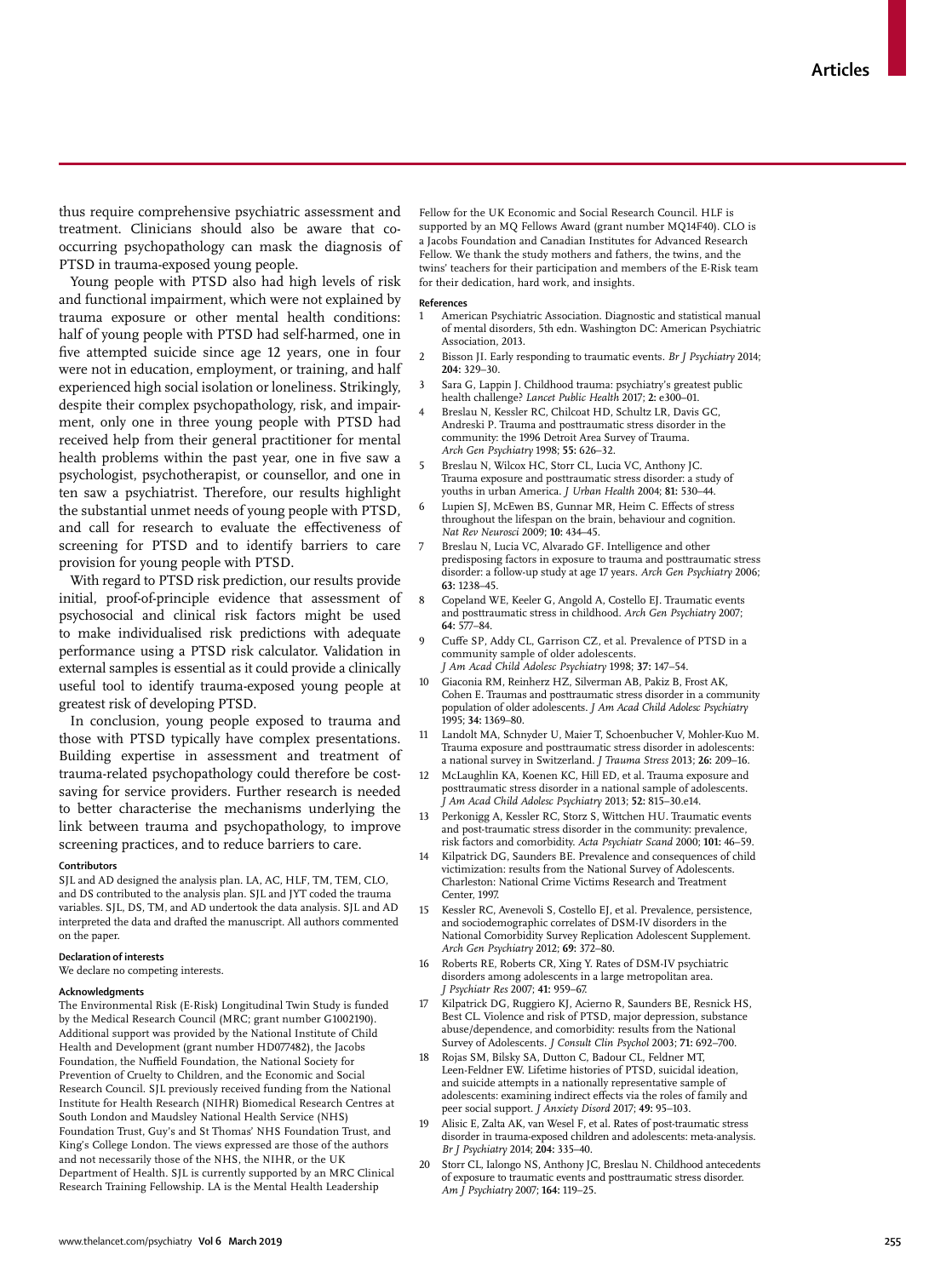thus require comprehensive psychiatric assessment and treatment. Clinicians should also be aware that co-occurring psychopathology can mask the diagnosis of PTSD in trauma-exposed young people.

Young people with PTSD also had high levels of risk and functional impairment, which were not explained by trauma exposure or other mental health conditions: half of young people with PTSD had self-harmed, one in five attempted suicide since age 12 years, one in four were not in education, employment, or training, and half experienced high social isolation or loneliness. Strikingly, despite their complex psychopathology, risk, and impairment, only one in three young people with PTSD had received help from their general practitioner for mental health problems within the past year, one in five saw a psychologist, psychotherapist, or counsellor, and one in ten saw a psychiatrist. Therefore, our results highlight the substantial unmet needs of young people with PTSD, and call for research to evaluate the effectiveness of screening for PTSD and to identify barriers to care provision for young people with PTSD.

With regard to PTSD risk prediction, our results provide initial, proof-of-principle evidence that assessment of psychosocial and clinical risk factors might be used to make individualised risk predictions with adequate performance using a PTSD risk calculator. Validation in external samples is essential as it could provide a clinically useful tool to identify trauma-exposed young people at greatest risk of developing PTSD.

In conclusion, young people exposed to trauma and those with PTSD typically have complex presentations. Building expertise in assessment and treatment of trauma-related psychopathology could therefore be cost-saving for service providers. Further research is needed to better characterise the mechanisms underlying the link between trauma and psychopathology, to improve screening practices, and to reduce barriers to care.

#### Contributors

SJL and AD designed the analysis plan. LA, AC, HLF, TM, TEM, CLO, and DS contributed to the analysis plan. SJL and JYT coded the trauma variables. SJL, DS, TM, and AD undertook the data analysis. SJL and AD interpreted the data and drafted the manuscript. All authors commented on the paper.

#### Declaration of interests

We declare no competing interests.

#### Acknowledgments

The Environmental Risk (E-Risk) Longitudinal Twin Study is funded by the Medical Research Council (MRC; grant number G1002190). Additional support was provided by the National Institute of Child Health and Development (grant number HD077482), the Jacobs Foundation, the Nuffield Foundation, the National Society for Prevention of Cruelty to Children, and the Economic and Social Research Council. SJL previously received funding from the National Institute for Health Research (NIHR) Biomedical Research Centres at South London and Maudsley National Health Service (NHS) Foundation Trust, Guy's and St Thomas' NHS Foundation Trust, and King's College London. The views expressed are those of the authors and not necessarily those of the NHS, the NIHR, or the UK Department of Health. SJL is currently supported by an MRC Clinical Research Training Fellowship. LA is the Mental Health Leadership Fellow for the UK Economic and Social Research Council. HLF is supported by an MQ Fellows Award (grant number MQ14F40). CLO is a Jacobs Foundation and Canadian Institutes for Advanced Research Fellow. We thank the study mothers and fathers, the twins, and the twins' teachers for their participation and members of the E-Risk team for their dedication, hard work, and insights.

#### References

1. American Psychiatric Association. Diagnostic and statistical manual of mental disorders, 5th edn. Washington DC: American Psychiatric Association, 2013.
2. Bisson JI. Early responding to traumatic events. *Br J Psychiatry* 2014; **204:** 329–30.
3. Sara G, Lappin J. Childhood trauma: psychiatry's greatest public health challenge? *Lancet Public Health* 2017; **2:** e300–01.
4. Breslau N, Kessler RC, Chilcoat HD, Schultz LR, Davis GC, Andreski P. Trauma and posttraumatic stress disorder in the community: the 1996 Detroit Area Survey of Trauma. *Arch Gen Psychiatry* 1998; **55:** 626–32.
5. Breslau N, Wilcox HC, Storr CL, Lucia VC, Anthony JC. Trauma exposure and posttraumatic stress disorder: a study of youths in urban America. *J Urban Health* 2004; **81:** 530–44.
6. Lupien SJ, McEwen BS, Gunnar MR, Heim C. Effects of stress throughout the lifespan on the brain, behaviour and cognition. *Nat Rev Neurosci* 2009; **10:** 434–45.
7. Breslau N, Lucia VC, Alvarado GF. Intelligence and other predisposing factors in exposure to trauma and posttraumatic stress disorder: a follow-up study at age 17 years. *Arch Gen Psychiatry* 2006; **63:** 1238–45.
8. Copeland WE, Keeler G, Angold A, Costello EJ. Traumatic events and posttraumatic stress in childhood. *Arch Gen Psychiatry* 2007; **64:** 577–84.
9. Cuffe SP, Addy CL, Garrison CZ, et al. Prevalence of PTSD in a community sample of older adolescents. *J Am Acad Child Adolesc Psychiatry* 1998; **37:** 147–54.
10. Giaconia RM, Reinherz HZ, Silverman AB, Pakiz B, Frost AK, Cohen E. Traumas and posttraumatic stress disorder in a community population of older adolescents. *J Am Acad Child Adolesc Psychiatry* 1995; **34:** 1369–80.
11. Landolt MA, Schnyder U, Maier T, Schoenbucher V, Mohler-Kuo M. Trauma exposure and posttraumatic stress disorder in adolescents: a national survey in Switzerland. *J Trauma Stress* 2013; **26:** 209–16.
12. McLaughlin KA, Koenen KC, Hill ED, et al. Trauma exposure and posttraumatic stress disorder in a national sample of adolescents. *J Am Acad Child Adolesc Psychiatry* 2013; **52:** 815–30.e14.
13. Perkonigg A, Kessler RC, Storz S, Wittchen HU. Traumatic events and post-traumatic stress disorder in the community: prevalence, risk factors and comorbidity. *Acta Psychiatr Scand* 2000; **101:** 46–59.
14. Kilpatrick DG, Saunders BE. Prevalence and consequences of child victimization: results from the National Survey of Adolescents. Charleston: National Crime Victims Research and Treatment Center, 1997.
15. Kessler RC, Avenevoli S, Costello EJ, et al. Prevalence, persistence, and sociodemographic correlates of DSM-IV disorders in the National Comorbidity Survey Replication Adolescent Supplement. *Arch Gen Psychiatry* 2012; **69:** 372–80.
16. Roberts RE, Roberts CR, Xing Y. Rates of DSM-IV psychiatric disorders among adolescents in a large metropolitan area. *J Psychiatr Res* 2007; **41:** 959–67.
17. Kilpatrick DG, Ruggiero KJ, Acierno R, Saunders BE, Resnick HS, Best CL. Violence and risk of PTSD, major depression, substance abuse/dependence, and comorbidity: results from the National Survey of Adolescents. *J Consult Clin Psychol* 2003; **71:** 692–700.
18. Rojas SM, Bilsky SA, Dutton C, Badour CL, Feldner MT, Leen-Feldner EW. Lifetime histories of PTSD, suicidal ideation, and suicide attempts in a nationally representative sample of adolescents: examining indirect effects via the roles of family and peer social support. *J Anxiety Disord* 2017; **49:** 95–103.
19. Alisic E, Zalta AK, van Wesel F, et al. Rates of post-traumatic stress disorder in trauma-exposed children and adolescents: meta-analysis. *Br J Psychiatry* 2014; **204:** 335–40.
20. Storr CL, Ialongo NS, Anthony JC, Breslau N. Childhood antecedents of exposure to traumatic events and posttraumatic stress disorder. *Am J Psychiatry* 2007; **164:** 119–25.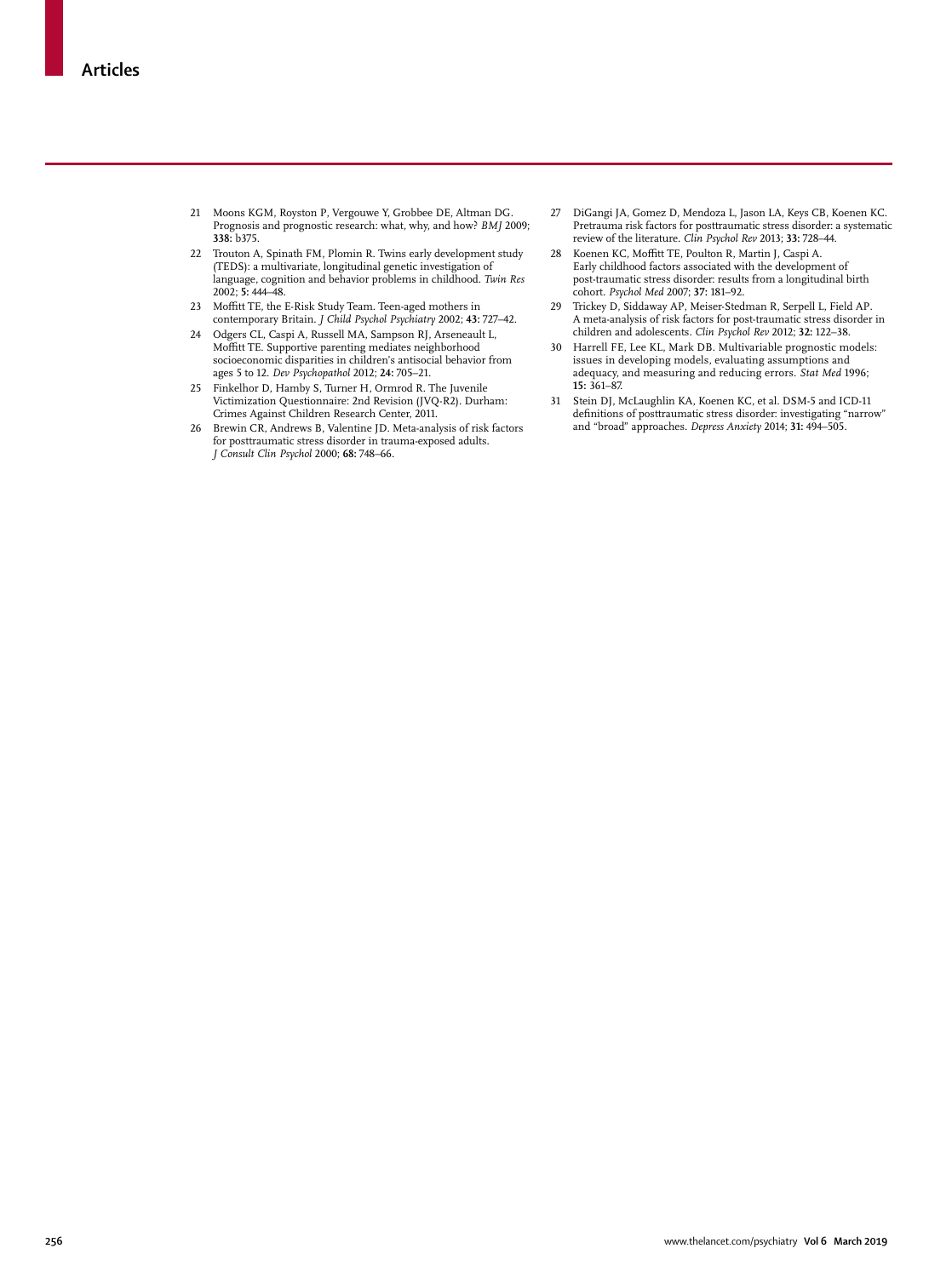21 Moons KGM, Royston P, Vergouwe Y, Grobbee DE, Altman DG. Prognosis and prognostic research: what, why, and how? *BMJ* 2009; **338:** b375.

22 Trouton A, Spinath FM, Plomin R. Twins early development study (TEDS): a multivariate, longitudinal genetic investigation of language, cognition and behavior problems in childhood. *Twin Res* 2002; **5:** 444–48.

23 Moffitt TE, the E-Risk Study Team. Teen-aged mothers in contemporary Britain. *J Child Psychol Psychiatry* 2002; **43:** 727–42.

24 Odgers CL, Caspi A, Russell MA, Sampson RJ, Arseneault L, Moffitt TE. Supportive parenting mediates neighborhood socioeconomic disparities in children's antisocial behavior from ages 5 to 12. *Dev Psychopathol* 2012; **24:** 705–21.

25 Finkelhor D, Hamby S, Turner H, Ormrod R. The Juvenile Victimization Questionnaire: 2nd Revision (JVQ-R2). Durham: Crimes Against Children Research Center, 2011.

26 Brewin CR, Andrews B, Valentine JD. Meta-analysis of risk factors for posttraumatic stress disorder in trauma-exposed adults. *J Consult Clin Psychol* 2000; **68:** 748–66.

27 DiGangi JA, Gomez D, Mendoza L, Jason LA, Keys CB, Koenen KC. Pretrauma risk factors for posttraumatic stress disorder: a systematic review of the literature. *Clin Psychol Rev* 2013; **33:** 728–44.

28 Koenen KC, Moffitt TE, Poulton R, Martin J, Caspi A. Early childhood factors associated with the development of post-traumatic stress disorder: results from a longitudinal birth cohort. *Psychol Med* 2007; **37:** 181–92.

29 Trickey D, Siddaway AP, Meiser-Stedman R, Serpell L, Field AP. A meta-analysis of risk factors for post-traumatic stress disorder in children and adolescents. *Clin Psychol Rev* 2012; **32:** 122–38.

30 Harrell FE, Lee KL, Mark DB. Multivariable prognostic models: issues in developing models, evaluating assumptions and adequacy, and measuring and reducing errors. *Stat Med* 1996; **15:** 361–87.

31 Stein DJ, McLaughlin KA, Koenen KC, et al. DSM-5 and ICD-11 definitions of posttraumatic stress disorder: investigating "narrow" and "broad" approaches. *Depress Anxiety* 2014; **31:** 494–505.